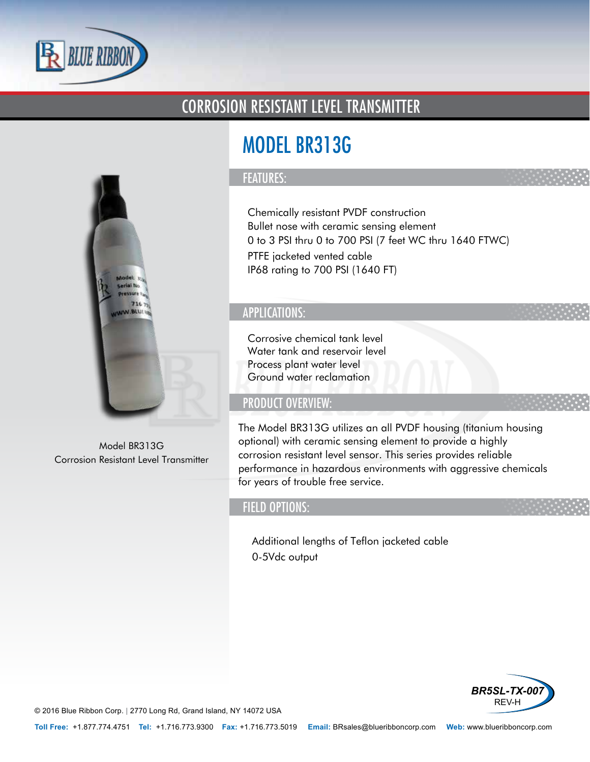# CORROSION RESISTANT LEVEL TRANSMITTER

## MODEL BR313G

Model BR313G
Corrosion Resistant Level Transmitter

### FEATURES:

- Chemically resistant PVDF construction
- Bullet nose with ceramic sensing element
- 0 to 3 PSI thru 0 to 700 PSI (7 feet WC thru 1640 FTWC)
- PTFE jacketed vented cable
- IP68 rating to 700 PSI (1640 FT)

### APPLICATIONS:

- Corrosive chemical tank level
- Water tank and reservoir level
- Process plant water level
- Ground water reclamation

### PRODUCT OVERVIEW:

The Model BR313G utilizes an all PVDF housing (titanium housing optional) with ceramic sensing element to provide a highly corrosion resistant level sensor. This series provides reliable performance in hazardous environments with aggressive chemicals for years of trouble free service.

### FIELD OPTIONS:

- Additional lengths of Teflon jacketed cable
- 0-5Vdc output

BR5SL-TX-007
REV-H

© 2016 Blue Ribbon Corp. | 2770 Long Rd, Grand Island, NY 14072 USA

**Toll Free:** +1.877.774.4751 **Tel:** +1.716.773.9300 **Fax:** +1.716.773.5019 **Email:** BRsales@blueribboncorp.com **Web:** www.blueribboncorp.com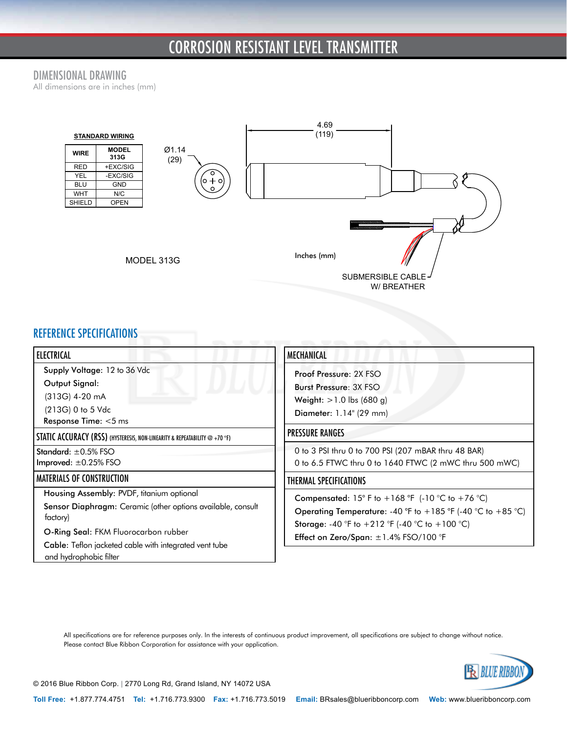# CORROSION RESISTANT LEVEL TRANSMITTER

## DIMENSIONAL DRAWING

All dimensions are in inches (mm)

**STANDARD WIRING**

| WIRE | MODEL 313G |
|---|---|
| RED | +EXC/SIG |
| YEL | -EXC/SIG |
| BLU | GND |
| WHT | N/C |
| SHIELD | OPEN |

Ø1.14
(29)

4.69
(119)

MODEL 313G

Inches (mm)

SUBMERSIBLE CABLE
W/ BREATHER

## REFERENCE SPECIFICATIONS

### ELECTRICAL

**Supply Voltage:** 12 to 36 Vdc

**Output Signal:**

(313G) 4-20 mA

(213G) 0 to 5 Vdc

**Response Time:** <5 ms

### STATIC ACCURACY (RSS) (HYSTERESIS, NON-LINEARITY & REPEATABILITY @ +70 °F)

**Standard:** ±0.5% FSO
**Improved:** ±0.25% FSO

### MATERIALS OF CONSTRUCTION

**Housing Assembly:** PVDF, titanium optional

**Sensor Diaphragm:** Ceramic (other options available, consult factory)

**O-Ring Seal:** FKM Fluorocarbon rubber

**Cable:** Teflon jacketed cable with integrated vent tube and hydrophobic filter

### MECHANICAL

**Proof Pressure:** 2X FSO

**Burst Pressure:** 3X FSO

**Weight:** >1.0 lbs (680 g)

**Diameter:** 1.14" (29 mm)

### PRESSURE RANGES

0 to 3 PSI thru 0 to 700 PSI (207 mBAR thru 48 BAR)
0 to 6.5 FTWC thru 0 to 1640 FTWC (2 mWC thru 500 mWC)

### THERMAL SPECIFICATIONS

**Compensated:** 15° F to +168 °F (-10 °C to +76 °C)

**Operating Temperature:** -40 °F to +185 °F (-40 °C to +85 °C)

**Storage:** -40 °F to +212 °F (-40 °C to +100 °C)

**Effect on Zero/Span:** ±1.4% FSO/100 °F

All specifications are for reference purposes only. In the interests of continuous product improvement, all specifications are subject to change without notice. Please contact Blue Ribbon Corporation for assistance with your application.

© 2016 Blue Ribbon Corp. | 2770 Long Rd, Grand Island, NY 14072 USA

**Toll Free:** +1.877.774.4751 **Tel:** +1.716.773.9300 **Fax:** +1.716.773.5019 **Email:** BRsales@blueribboncorp.com **Web:** www.blueribboncorp.com